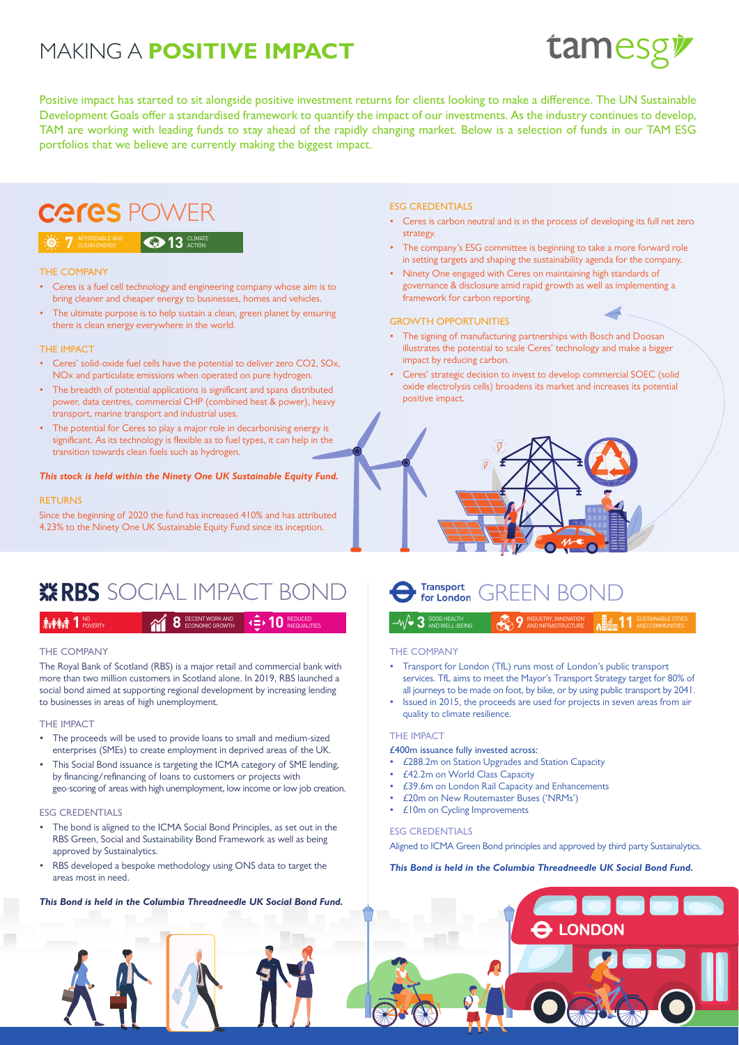# MAKING A **POSITIVE IMPACT**

tamesg

Positive impact has started to sit alongside positive investment returns for clients looking to make a difference. The UN Sustainable Development Goals offer a standardised framework to quantify the impact of our investments. As the industry continues to develop, TAM are working with leading funds to stay ahead of the rapidly changing market. Below is a selection of funds in our TAM ESG portfolios that we believe are currently making the biggest impact.

## ceres POWER

7 AFFORDABLE AND CLEAN ENERGY | 13 CLIMATE ACTION

### THE COMPANY

- Ceres is a fuel cell technology and engineering company whose aim is to bring cleaner and cheaper energy to businesses, homes and vehicles.
- The ultimate purpose is to help sustain a clean, green planet by ensuring there is clean energy everywhere in the world.

### THE IMPACT

- Ceres' solid-oxide fuel cells have the potential to deliver zero $CO_2$, $SO_x$, $NO_x$ and particulate emissions when operated on pure hydrogen.
- The breadth of potential applications is significant and spans distributed power, data centres, commercial CHP (combined heat & power), heavy transport, marine transport and industrial uses.
- The potential for Ceres to play a major role in decarbonising energy is significant. As its technology is flexible as to fuel types, it can help in the transition towards clean fuels such as hydrogen.

***This stock is held within the Ninety One UK Sustainable Equity Fund.***

### RETURNS

Since the beginning of 2020 the fund has increased 410% and has attributed 4.23% to the Ninety One UK Sustainable Equity Fund since its inception.

### ESG CREDENTIALS

- Ceres is carbon neutral and is in the process of developing its full net zero strategy.
- The company's ESG committee is beginning to take a more forward role in setting targets and shaping the sustainability agenda for the company.
- Ninety One engaged with Ceres on maintaining high standards of governance & disclosure amid rapid growth as well as implementing a framework for carbon reporting.

### GROWTH OPPORTUNITIES

- The signing of manufacturing partnerships with Bosch and Doosan illustrates the potential to scale Ceres' technology and make a bigger impact by reducing carbon.
- Ceres' strategic decision to invest to develop commercial SOEC (solid oxide electrolysis cells) broadens its market and increases its potential positive impact.

## RBS SOCIAL IMPACT BOND

1 NO POVERTY | 8 DECENT WORK AND ECONOMIC GROWTH | 10 REDUCED INEQUALITIES

### THE COMPANY

The Royal Bank of Scotland (RBS) is a major retail and commercial bank with more than two million customers in Scotland alone. In 2019, RBS launched a social bond aimed at supporting regional development by increasing lending to businesses in areas of high unemployment.

### THE IMPACT

- The proceeds will be used to provide loans to small and medium-sized enterprises (SMEs) to create employment in deprived areas of the UK.
- This Social Bond issuance is targeting the ICMA category of SME lending, by financing/refinancing of loans to customers or projects with geo-scoring of areas with high unemployment, low income or low job creation.

### ESG CREDENTIALS

- The bond is aligned to the ICMA Social Bond Principles, as set out in the RBS Green, Social and Sustainability Bond Framework as well as being approved by Sustainalytics.
- RBS developed a bespoke methodology using ONS data to target the areas most in need.

***This Bond is held in the Columbia Threadneedle UK Social Bond Fund.***

## Transport for London GREEN BOND

3 GOOD HEALTH AND WELL-BEING | 9 INDUSTRY, INNOVATION AND INFRASTRUCTURE | 11 SUSTAINABLE CITIES AND COMMUNITIES

### THE COMPANY

- Transport for London (TfL) runs most of London's public transport services. TfL aims to meet the Mayor's Transport Strategy target for 80% of all journeys to be made on foot, by bike, or by using public transport by 2041.
- Issued in 2015, the proceeds are used for projects in seven areas from air quality to climate resilience.

### THE IMPACT

£400m issuance fully invested across:

- £288.2m on Station Upgrades and Station Capacity
- £42.2m on World Class Capacity
- £39.6m on London Rail Capacity and Enhancements
- £20m on New Routemaster Buses ('NRMs')
- £10m on Cycling Improvements

### ESG CREDENTIALS

Aligned to ICMA Green Bond principles and approved by third party Sustainalytics.

***This Bond is held in the Columbia Threadneedle UK Social Bond Fund.***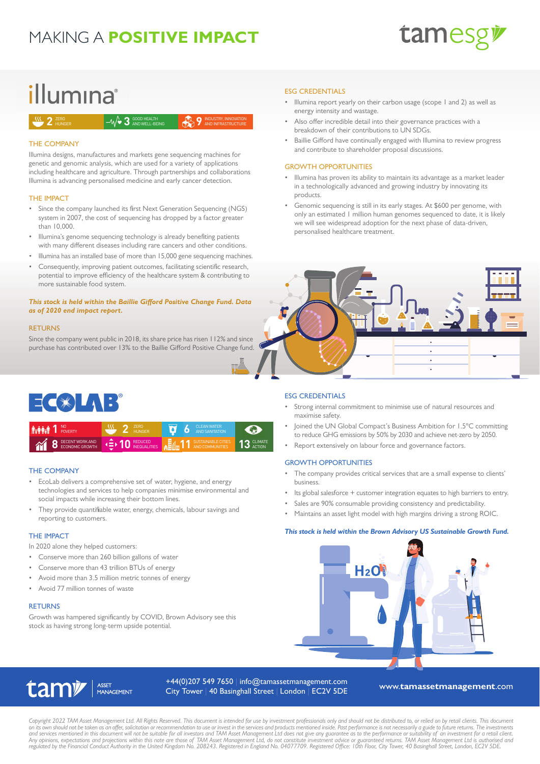# MAKING A **POSITIVE IMPACT**

tamesg

## illumina

2 ZERO HUNGER | 3 GOOD HEALTH AND WELL-BEING | 9 INDUSTRY, INNOVATION AND INFRASTRUCTURE

### THE COMPANY

Illumina designs, manufactures and markets gene sequencing machines for genetic and genomic analysis, which are used for a variety of applications including healthcare and agriculture. Through partnerships and collaborations Illumina is advancing personalised medicine and early cancer detection.

### THE IMPACT

- Since the company launched its first Next Generation Sequencing (NGS) system in 2007, the cost of sequencing has dropped by a factor greater than 10,000.
- Illumina's genome sequencing technology is already benefiting patients with many different diseases including rare cancers and other conditions.
- Illumina has an installed base of more than 15,000 gene sequencing machines.
- Consequently, improving patient outcomes, facilitating scientific research, potential to improve efficiency of the healthcare system & contributing to more sustainable food system.

***This stock is held within the Baillie Gifford Positive Change Fund. Data as of 2020 end impact report.***

### RETURNS

Since the company went public in 2018, its share price has risen 112% and since purchase has contributed over 13% to the Baillie Gifford Positive Change fund.

### ESG CREDENTIALS

- Illumina report yearly on their carbon usage (scope 1 and 2) as well as energy intensity and wastage.
- Also offer incredible detail into their governance practices with a breakdown of their contributions to UN SDGs.
- Baillie Gifford have continually engaged with Illumina to review progress and contribute to shareholder proposal discussions.

### GROWTH OPPORTUNITIES

- Illumina has proven its ability to maintain its advantage as a market leader in a technologically advanced and growing industry by innovating its products.
- Genomic sequencing is still in its early stages. At $600 per genome, with only an estimated 1 million human genomes sequenced to date, it is likely we will see widespread adoption for the next phase of data-driven, personalised healthcare treatment.

## ECOLAB

1 NO POVERTY | 2 ZERO HUNGER | 6 CLEAN WATER AND SANITATION | 8 DECENT WORK AND ECONOMIC GROWTH | 10 REDUCED INEQUALITIES | 11 SUSTAINABLE CITIES AND COMMUNITIES | 13 CLIMATE ACTION

### THE COMPANY

- EcoLab delivers a comprehensive set of water, hygiene, and energy technologies and services to help companies minimise environmental and social impacts while increasing their bottom lines.
- They provide quantifiable water, energy, chemicals, labour savings and reporting to customers.

### THE IMPACT

In 2020 alone they helped customers:

- Conserve more than 260 billion gallons of water
- Conserve more than 43 trillion BTUs of energy
- Avoid more than 3.5 million metric tonnes of energy
- Avoid 77 million tonnes of waste

### RETURNS

Growth was hampered significantly by COVID, Brown Advisory see this stock as having strong long-term upside potential.

### ESG CREDENTIALS

- Strong internal commitment to minimise use of natural resources and maximise safety.
- Joined the UN Global Compact's Business Ambition for 1.5°C committing to reduce GHG emissions by 50% by 2030 and achieve net-zero by 2050.
- Report extensively on labour force and governance factors.

### GROWTH OPPORTUNITIES

- The company provides critical services that are a small expense to clients' business.
- Its global salesforce + customer integration equates to high barriers to entry.
- Sales are 90% consumable providing consistency and predictability.
- Maintains an asset light model with high margins driving a strong ROIC.

***This stock is held within the Brown Advisory US Sustainable Growth Fund.***

tam ASSET MANAGEMENT

+44(0)207 549 7650 | info@tamassetmanagement.com
City Tower | 40 Basinghall Street | London | EC2V 5DE

www.**tamassetmanagement**.com

*Copyright 2022 TAM Asset Management Ltd. All Rights Reserved. This document is intended for use by investment professionals only and should not be distributed to, or relied on by retail clients. This document on its own should not be taken as an offer, solicitation or recommendation to use or invest in the services and products mentioned inside. Past performance is not necessarily a guide to future returns. The investments and services mentioned in this document will not be suitable for all investors and TAM Asset Management Ltd does not give any guarantee as to the performance or suitability of an investment for a retail client. Any opinions, expectations and projections within this note are those of TAM Asset Management Ltd, do not constitute investment advice or guaranteed returns. TAM Asset Management Ltd is authorised and regulated by the Financial Conduct Authority in the United Kingdom No. 208243. Registered in England No. 04077709. Registered Office: 10th Floor, City Tower, 40 Basinghall Street, London, EC2V 5DE.*